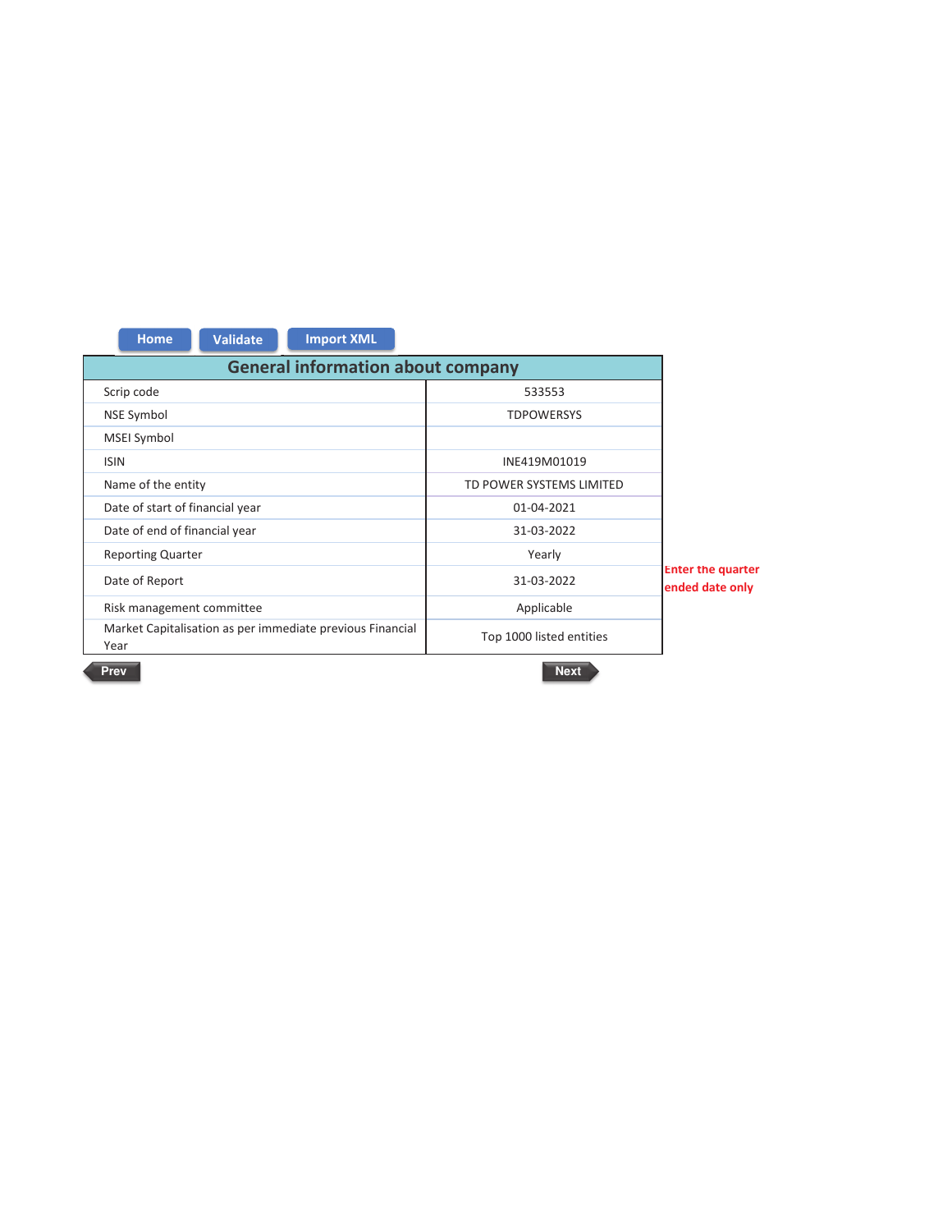Home | Validate | Import XML

## General information about company

| General information about company | |
|---|---|
| Scrip code | 533553 |
| NSE Symbol | TDPOWERSYS |
| MSEI Symbol | |
| ISIN | INE419M01019 |
| Name of the entity | TD POWER SYSTEMS LIMITED |
| Date of start of financial year | 01-04-2021 |
| Date of end of financial year | 31-03-2022 |
| Reporting Quarter | Yearly |
| Date of Report | 31-03-2022 |
| Risk management committee | Applicable |
| Market Capitalisation as per immediate previous Financial Year | Top 1000 listed entities |

Enter the quarter ended date only

Prev | Next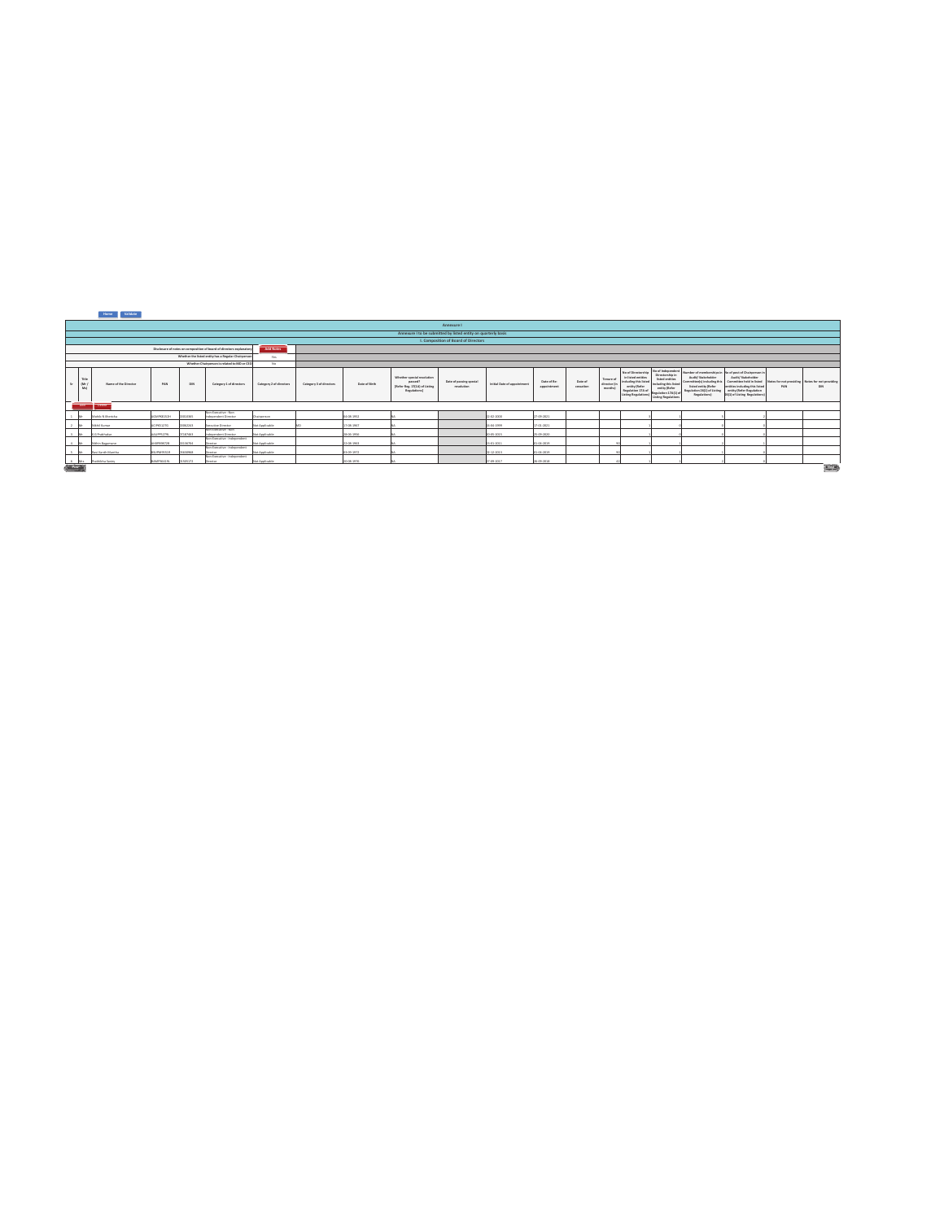Home | Validate

# Annexure I

## Annexure I to be submitted by listed entity on quarterly basis

### I. Composition of Board of Directors

| | |
|---|---|
| Disclosure of notes on composition of board of directors explanatory | Add Notes |
| Whether the listed entity has a Regular Chairperson | Yes |
| Whether Chairperson is related to MD or CEO | No |

| Sr | Title (Mr / Ms) | Name of the Director | PAN | DIN | Category 1 of directors | Category 2 of directors | Category 3 of directors | Date of Birth | Whether special resolution passed? [Refer Reg. 17(1A) of Listing Regulations] | Date of passing special resolution | Initial Date of appointment | Date of Re-appointment | Date of cessation | Tenure of director (in months) | No of Directorship in listed entities including this listed entity (Refer Regulation 17A of Listing Regulations) | No of Independent Directorship in listed entities including this listed entity (Refer Regulation 17A(1) of Listing Regulations | Number of memberships in Audit/ Stakeholder Committee(s) including this listed entity (Refer Regulation 26(1) of Listing Regulations) | No of post of Chairperson in Audit/ Stakeholder Committee held in listed entities including this listed entity (Refer Regulation 26(1) of Listing Regulations) | Notes for not providing PAN | Notes for not providing DIN |
|---|---|---|---|---|---|---|---|---|---|---|---|---|---|---|---|---|---|---|---|---|
| 1 | Mr | Mohit N Khemka | ACWPK8353H | 00023965 | Non-Executive - Non Independent Director | Chairperson | | 04-06-1952 | NA | | 15-02-2006 | 27-09-2021 | | | 4 | 1 | 5 | 2 | | |
| 2 | Mr | Nikhil Kumar | ACYPK5327G | 00082263 | Executive Director | Not Applicable | MD | 17-06-1967 | NA | | 15-04-1999 | 27-01-2021 | | | 1 | 0 | 0 | 0 | | |
| 3 | Mr | K B Prabhakar | AASPP5277N | 07187463 | Non-Executive - Non Independent Director | Not Applicable | | 09-05-1958 | NA | | 20-05-2015 | 25-09-2020 | | | 1 | 0 | 0 | 0 | | |
| 4 | Mr | Mithun Bagaraiam | AHPPS9072B | 00336784 | Non-Executive - Independent Director | Not Applicable | | 22-08-1963 | NA | | 25-01-2011 | 01-04-2019 | | 96 | 4 | 1 | 2 | 1 | | |
| 5 | Mr | Ravi Kanth Khemka | ABUPK4531R | 03408968 | Non-Executive - Independent Director | Not Applicable | | 03-06-1973 | NA | | 20-12-2013 | 01-04-2019 | | 96 | 1 | 1 | 1 | 0 | | |
| 6 | Mrs | Prabhkhya Sarley | AIXAP9041N | 01305173 | Non-Executive - Independent Director | Not Applicable | | 20-08-1976 | NA | | 27-09-2017 | 29-09-2018 | | 61 | 1 | 1 | 2 | 0 | | |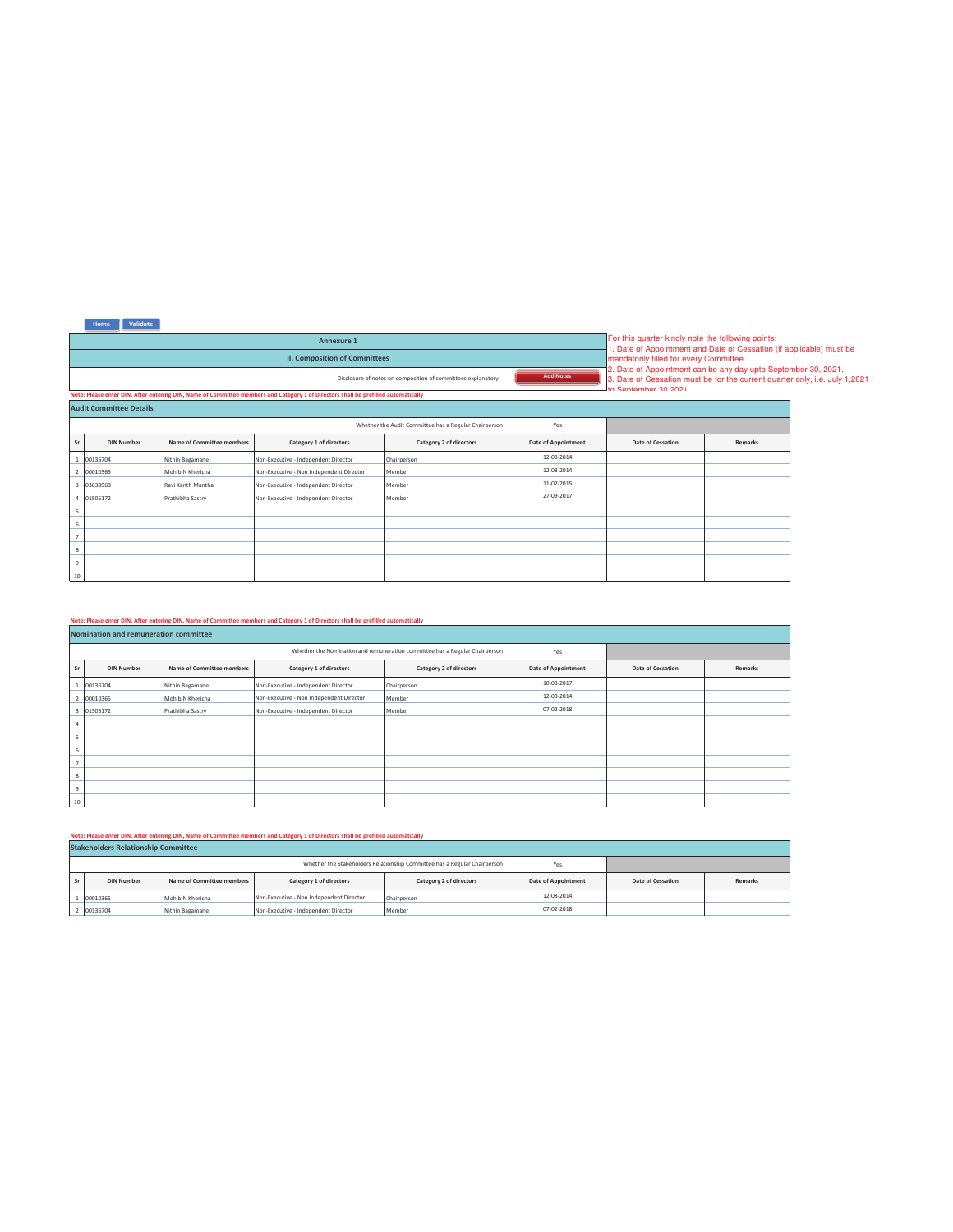Home | Validate

## Annexure 1

### II. Composition of Committees

Disclosure of notes on composition of committees explanatory — Add Notes

For this quarter kindly note the following points:
1. Date of Appointment and Date of Cessation (if applicable) must be mandatorily filled for every Committee.
2. Date of Appointment can be any day upto September 30, 2021.
3. Date of Cessation must be for the current quarter only, i.e. July 1,2021 to September 30 2021

**Note: Please enter DIN. After entering DIN, Name of Committee members and Category 1 of Directors shall be prefilled automatically**

### Audit Committee Details

Whether the Audit Committee has a Regular Chairperson: Yes

| Sr | DIN Number | Name of Committee members | Category 1 of directors | Category 2 of directors | Date of Appointment | Date of Cessation | Remarks |
|---|---|---|---|---|---|---|---|
| 1 | 00136704 | Nithin Bagamane | Non-Executive - Independent Director | Chairperson | 12-08-2014 | | |
| 2 | 00010365 | Mohib N Khericha | Non-Executive - Non Independent Director | Member | 12-08-2014 | | |
| 3 | 03630968 | Ravi Kanth Mantha | Non-Executive - Independent Director | Member | 11-02-2015 | | |
| 4 | 01505172 | Prathibha Sastry | Non-Executive - Independent Director | Member | 27-09-2017 | | |
| 5 | | | | | | | |
| 6 | | | | | | | |
| 7 | | | | | | | |
| 8 | | | | | | | |
| 9 | | | | | | | |
| 10 | | | | | | | |

**Note: Please enter DIN. After entering DIN, Name of Committee members and Category 1 of Directors shall be prefilled automatically**

### Nomination and remuneration committee

Whether the Nomination and remuneration committee has a Regular Chairperson: Yes

| Sr | DIN Number | Name of Committee members | Category 1 of directors | Category 2 of directors | Date of Appointment | Date of Cessation | Remarks |
|---|---|---|---|---|---|---|---|
| 1 | 00136704 | Nithin Bagamane | Non-Executive - Independent Director | Chairperson | 10-08-2017 | | |
| 2 | 00010365 | Mohib N Khericha | Non-Executive - Non Independent Director | Member | 12-08-2014 | | |
| 3 | 01505172 | Prathibha Sastry | Non-Executive - Independent Director | Member | 07-02-2018 | | |
| 4 | | | | | | | |
| 5 | | | | | | | |
| 6 | | | | | | | |
| 7 | | | | | | | |
| 8 | | | | | | | |
| 9 | | | | | | | |
| 10 | | | | | | | |

**Note: Please enter DIN. After entering DIN, Name of Committee members and Category 1 of Directors shall be prefilled automatically**

### Stakeholders Relationship Committee

Whether the Stakeholders Relationship Committee has a Regular Chairperson: Yes

| Sr | DIN Number | Name of Committee members | Category 1 of directors | Category 2 of directors | Date of Appointment | Date of Cessation | Remarks |
|---|---|---|---|---|---|---|---|
| 1 | 00010365 | Mohib N Khericha | Non-Executive - Non Independent Director | Chairperson | 12-08-2014 | | |
| 2 | 00136704 | Nithin Bagamane | Non-Executive - Independent Director | Member | 07-02-2018 | | |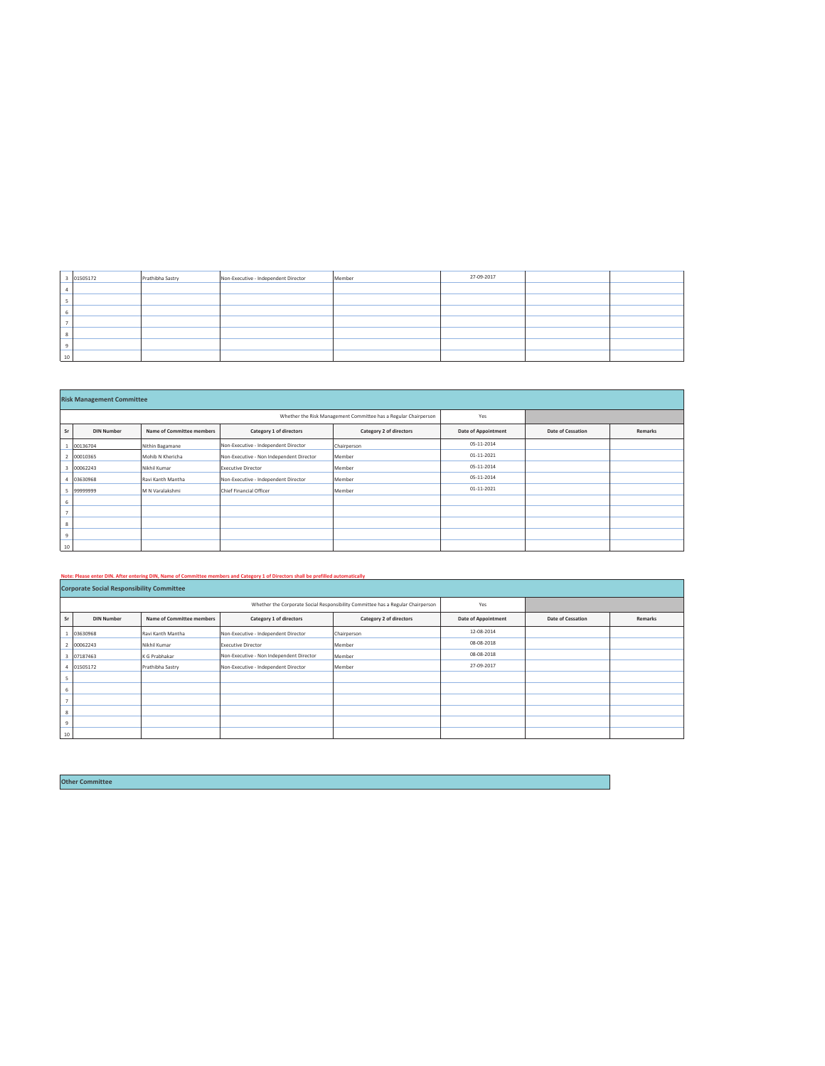| Sr | DIN Number | Name of Committee members | Category 1 of directors | Category 2 of directors | Date of Appointment | Date of Cessation | Remarks |
|---|---|---|---|---|---|---|---|
| 3 | 01505172 | Prathibha Sastry | Non-Executive - Independent Director | Member | 27-09-2017 | | |
| 4 | | | | | | | |
| 5 | | | | | | | |
| 6 | | | | | | | |
| 7 | | | | | | | |
| 8 | | | | | | | |
| 9 | | | | | | | |
| 10 | | | | | | | |

**Risk Management Committee**

Whether the Risk Management Committee has a Regular Chairperson: Yes

| Sr | DIN Number | Name of Committee members | Category 1 of directors | Category 2 of directors | Date of Appointment | Date of Cessation | Remarks |
|---|---|---|---|---|---|---|---|
| 1 | 00136704 | Nithin Bagamane | Non-Executive - Independent Director | Chairperson | 05-11-2014 | | |
| 2 | 00010365 | Mohib N Khericha | Non-Executive - Non Independent Director | Member | 01-11-2021 | | |
| 3 | 00062243 | Nikhil Kumar | Executive Director | Member | 05-11-2014 | | |
| 4 | 03630968 | Ravi Kanth Mantha | Non-Executive - Independent Director | Member | 05-11-2014 | | |
| 5 | 99999999 | M N Varalakshmi | Chief Financial Officer | Member | 01-11-2021 | | |
| 6 | | | | | | | |
| 7 | | | | | | | |
| 8 | | | | | | | |
| 9 | | | | | | | |
| 10 | | | | | | | |

**Note: Please enter DIN. After entering DIN, Name of Committee members and Category 1 of Directors shall be prefilled automatically**

**Corporate Social Responsibility Committee**

Whether the Corporate Social Responsibility Committee has a Regular Chairperson: Yes

| Sr | DIN Number | Name of Committee members | Category 1 of directors | Category 2 of directors | Date of Appointment | Date of Cessation | Remarks |
|---|---|---|---|---|---|---|---|
| 1 | 03630968 | Ravi Kanth Mantha | Non-Executive - Independent Director | Chairperson | 12-08-2014 | | |
| 2 | 00062243 | Nikhil Kumar | Executive Director | Member | 08-08-2018 | | |
| 3 | 07187463 | K G Prabhakar | Non-Executive - Non Independent Director | Member | 08-08-2018 | | |
| 4 | 01505172 | Prathibha Sastry | Non-Executive - Independent Director | Member | 27-09-2017 | | |
| 5 | | | | | | | |
| 6 | | | | | | | |
| 7 | | | | | | | |
| 8 | | | | | | | |
| 9 | | | | | | | |
| 10 | | | | | | | |

**Other Committee**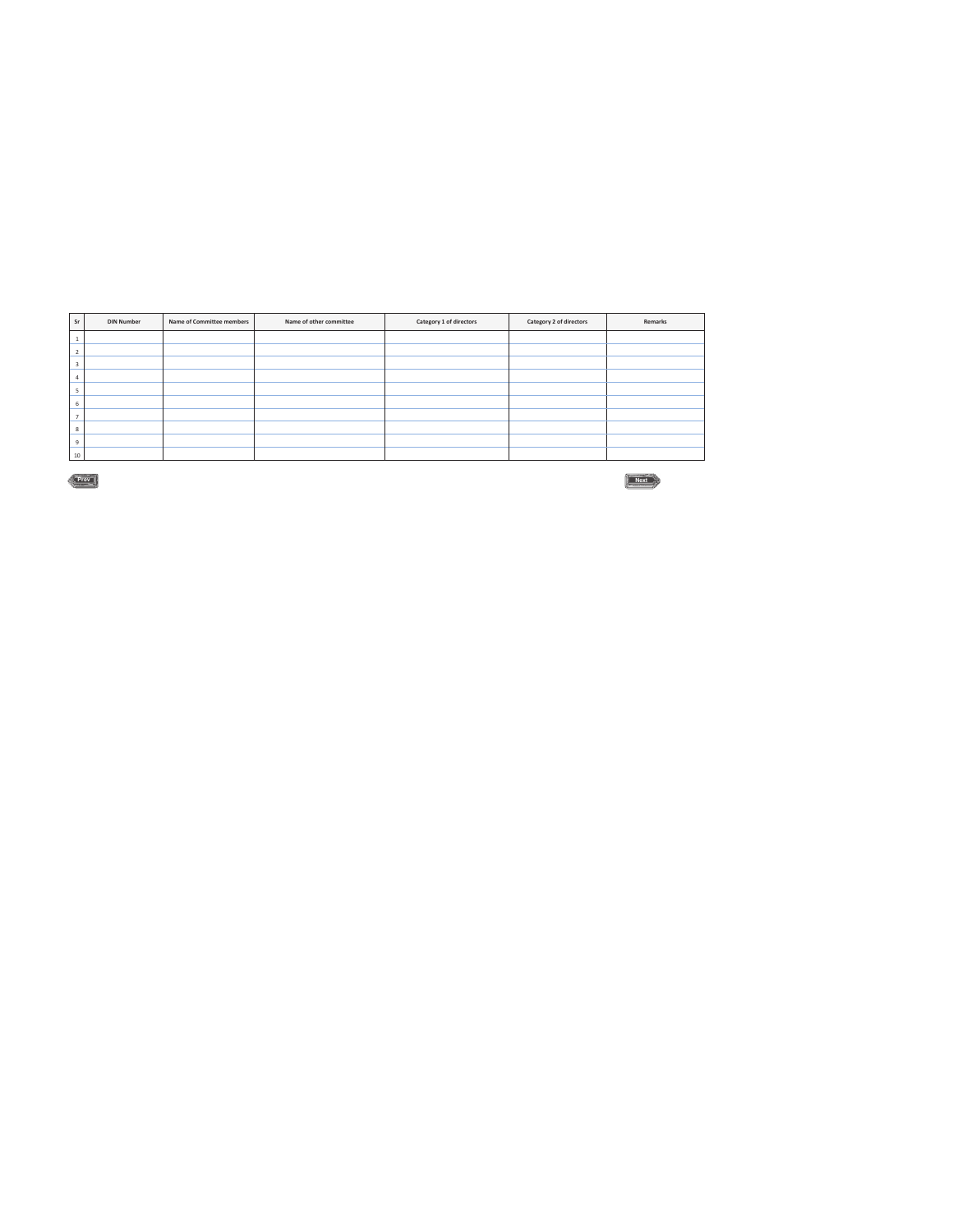| Sr | DIN Number | Name of Committee members | Name of other committee | Category 1 of directors | Category 2 of directors | Remarks |
|---|---|---|---|---|---|---|
| 1 | | | | | | |
| 2 | | | | | | |
| 3 | | | | | | |
| 4 | | | | | | |
| 5 | | | | | | |
| 6 | | | | | | |
| 7 | | | | | | |
| 8 | | | | | | |
| 9 | | | | | | |
| 10 | | | | | | |

Prev

Next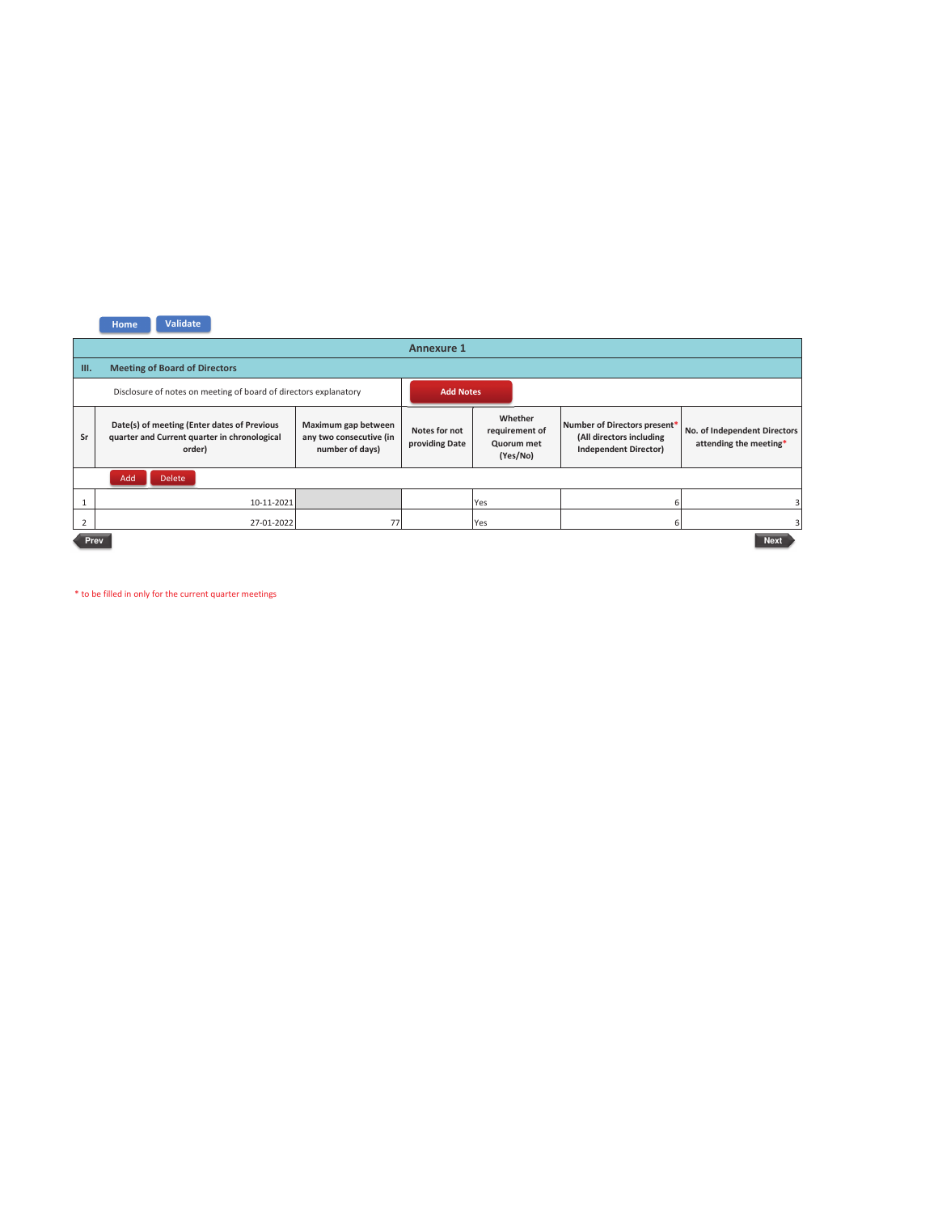## Annexure 1

### III. Meeting of Board of Directors

Disclosure of notes on meeting of board of directors explanatory

| Sr | Date(s) of meeting (Enter dates of Previous quarter and Current quarter in chronological order) | Maximum gap between any two consecutive (in number of days) | Notes for not providing Date | Whether requirement of Quorum met (Yes/No) | Number of Directors present* (All directors including Independent Director) | No. of Independent Directors attending the meeting* |
|---|---|---|---|---|---|---|
| 1 | 10-11-2021 | | | Yes | 6 | 3 |
| 2 | 27-01-2022 | 77 | | Yes | 6 | 3 |

* to be filled in only for the current quarter meetings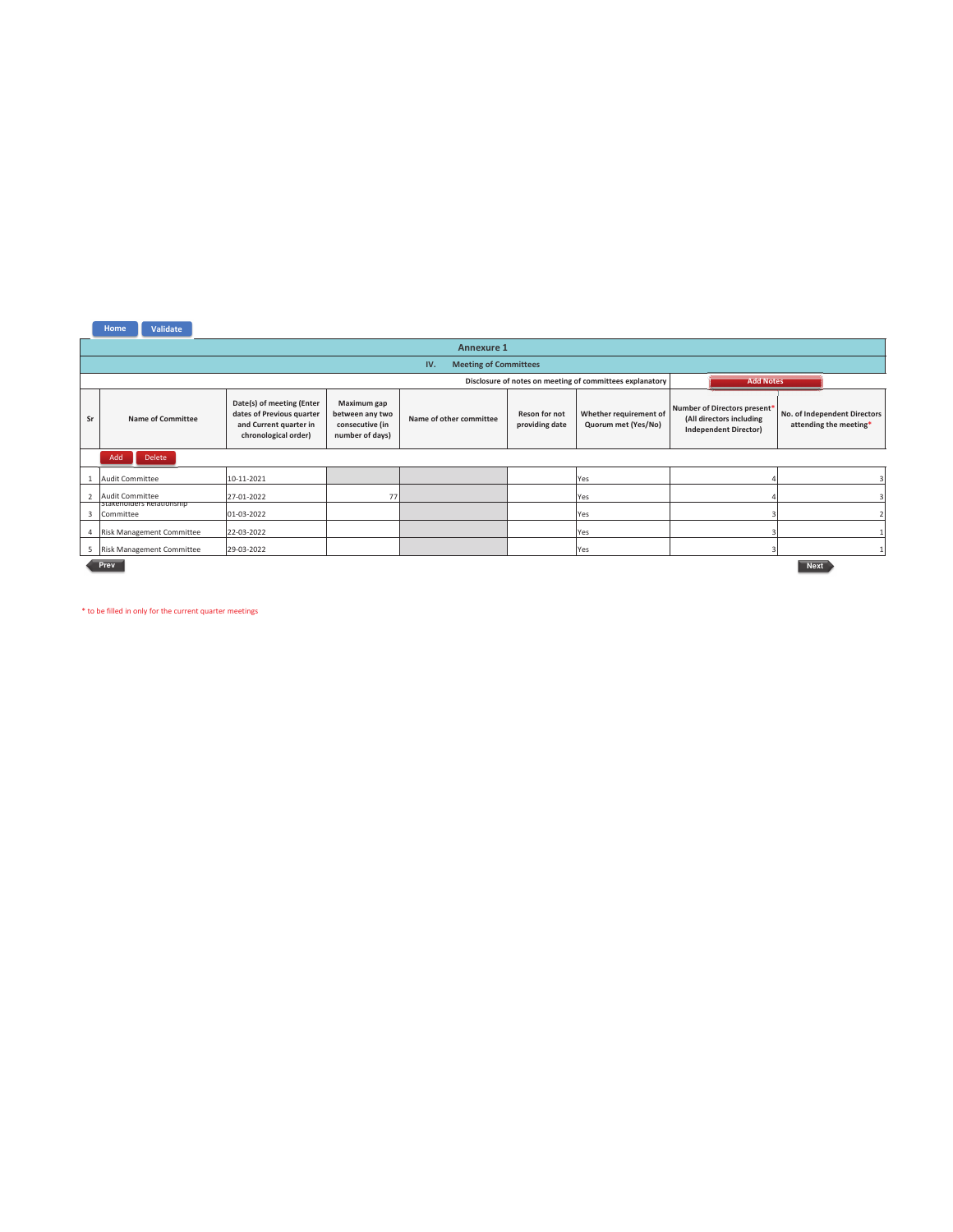Home | Validate

## Annexure 1

### IV. Meeting of Committees

Disclosure of notes on meeting of committees explanatory | Add Notes

| Sr | Name of Committee | Date(s) of meeting (Enter dates of Previous quarter and Current quarter in chronological order) | Maximum gap between any two consecutive (in number of days) | Name of other committee | Reson for not providing date | Whether requirement of Quorum met (Yes/No) | Number of Directors present* (All directors including Independent Director) | No. of Independent Directors attending the meeting* |
|---|---|---|---|---|---|---|---|---|
| 1 | Audit Committee | 10-11-2021 | | | | Yes | 4 | 3 |
| 2 | Audit Committee | 27-01-2022 | 77 | | | Yes | 4 | 3 |
| 3 | Stakeholders Relationship Committee | 01-03-2022 | | | | Yes | 3 | 2 |
| 4 | Risk Management Committee | 22-03-2022 | | | | Yes | 3 | 1 |
| 5 | Risk Management Committee | 29-03-2022 | | | | Yes | 3 | 1 |

Prev | Next

* to be filled in only for the current quarter meetings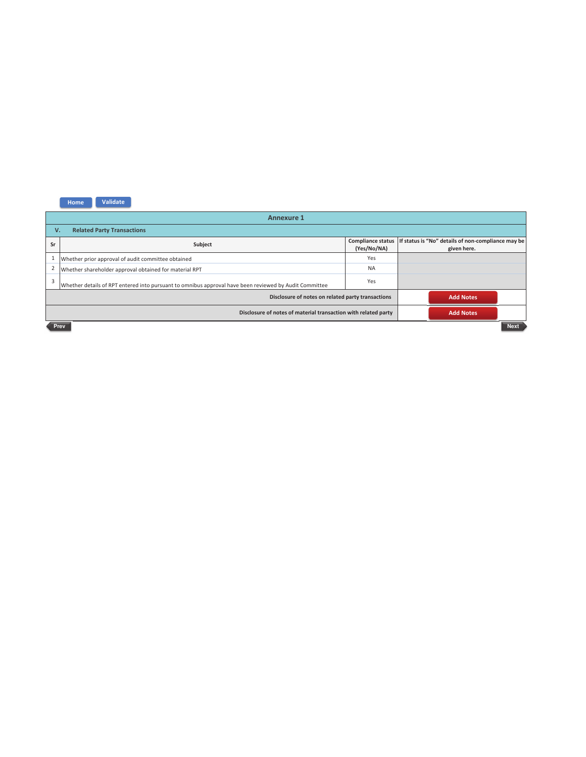Home Validate

## Annexure 1

### V. Related Party Transactions

| Sr | Subject | Compliance status (Yes/No/NA) | If status is "No" details of non-compliance may be given here. |
|---|---|---|---|
| 1 | Whether prior approval of audit committee obtained | Yes | |
| 2 | Whether shareholder approval obtained for material RPT | NA | |
| 3 | Whether details of RPT entered into pursuant to omnibus approval have been reviewed by Audit Committee | Yes | |
| | Disclosure of notes on related party transactions | | Add Notes |
| | Disclosure of notes of material transaction with related party | | Add Notes |

Prev Next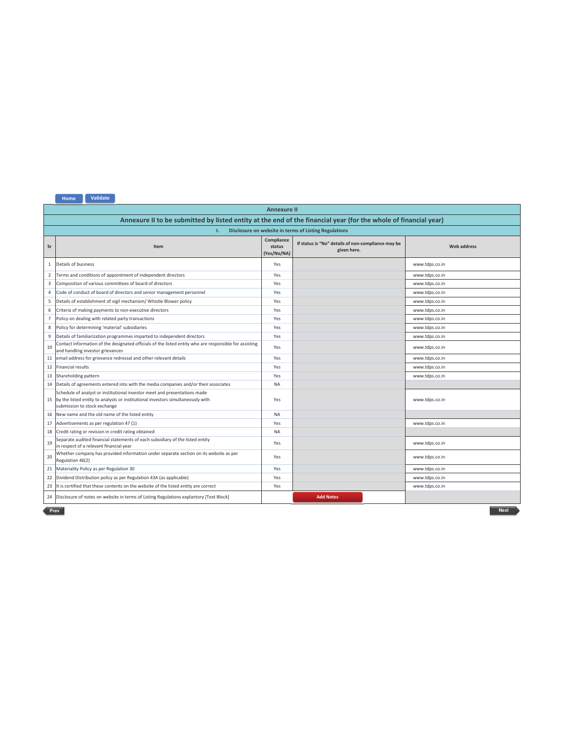Home | Validate

## Annexure II

## Annexure II to be submitted by listed entity at the end of the financial year (for the whole of financial year)

### I. Disclosure on website in terms of Listing Regulations

| Sr | Item | Compliance status (Yes/No/NA) | If status is "No" details of non-compliance may be given here. | Web address |
|---|---|---|---|---|
| 1 | Details of business | Yes | | www.tdps.co.in |
| 2 | Terms and conditions of appointment of independent directors | Yes | | www.tdps.co.in |
| 3 | Composition of various committees of board of directors | Yes | | www.tdps.co.in |
| 4 | Code of conduct of board of directors and senior management personnel | Yes | | www.tdps.co.in |
| 5 | Details of establishment of vigil mechanism/ Whistle Blower policy | Yes | | www.tdps.co.in |
| 6 | Criteria of making payments to non-executive directors | Yes | | www.tdps.co.in |
| 7 | Policy on dealing with related party transactions | Yes | | www.tdps.co.in |
| 8 | Policy for determining 'material' subsidiaries | Yes | | www.tdps.co.in |
| 9 | Details of familiarization programmes imparted to independent directors | Yes | | www.tdps.co.in |
| 10 | Contact information of the designated officials of the listed entity who are responsible for assisting and handling investor grievances | Yes | | www.tdps.co.in |
| 11 | email address for grievance redressal and other relevant details | Yes | | www.tdps.co.in |
| 12 | Financial results | Yes | | www.tdps.co.in |
| 13 | Shareholding pattern | Yes | | www.tdps.co.in |
| 14 | Details of agreements entered into with the media companies and/or their associates | NA | | |
| 15 | Schedule of analyst or institutional investor meet and presentations made by the listed entity to analysts or institutional investors simultaneously with submission to stock exchange | Yes | | www.tdps.co.in |
| 16 | New name and the old name of the listed entity | NA | | |
| 17 | Advertisements as per regulation 47 (1) | Yes | | www.tdps.co.in |
| 18 | Credit rating or revision in credit rating obtained | NA | | |
| 19 | Separate audited financial statements of each subsidiary of the listed entity in respect of a relevant financial year | Yes | | www.tdps.co.in |
| 20 | Whether company has provided information under separate section on its website as per Regulation 46(2) | Yes | | www.tdps.co.in |
| 21 | Materiality Policy as per Regulation 30 | Yes | | www.tdps.co.in |
| 22 | Dividend Distribution policy as per Regulation 43A (as applicable) | Yes | | www.tdps.co.in |
| 23 | It is certified that these contents on the website of the listed entity are correct | Yes | | www.tdps.co.in |
| 24 | Disclosure of notes on website in terms of Listing Regulations explantory [Text Block] | | Add Notes | |

Prev | Next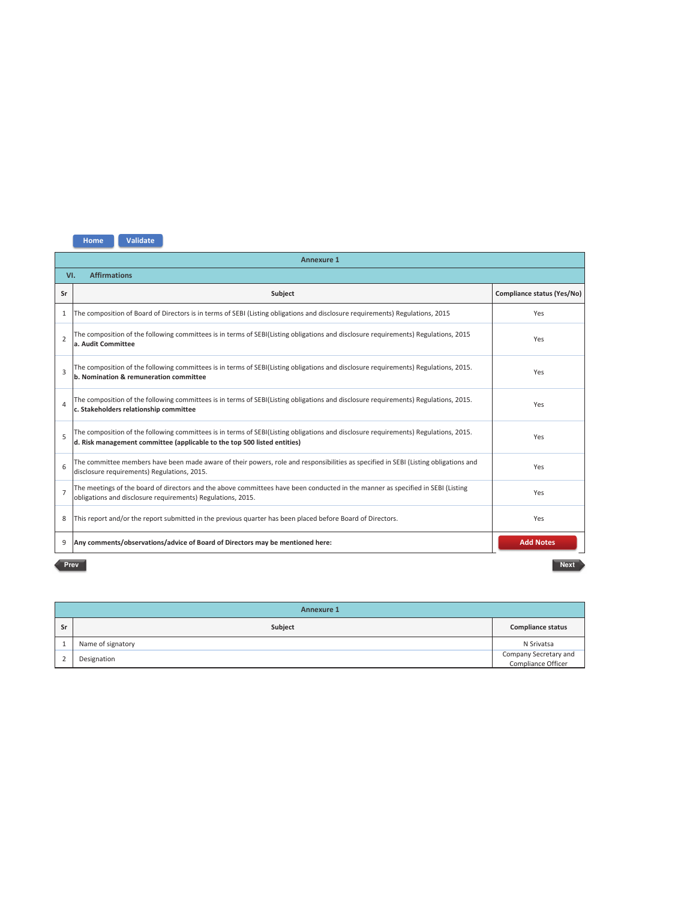Home Validate

| Annexure 1 | | |
|---|---|---|
| **VI. Affirmations** | | |
| **Sr** | **Subject** | **Compliance status (Yes/No)** |
| 1 | The composition of Board of Directors is in terms of SEBI (Listing obligations and disclosure requirements) Regulations, 2015 | Yes |
| 2 | The composition of the following committees is in terms of SEBI(Listing obligations and disclosure requirements) Regulations, 2015 **a. Audit Committee** | Yes |
| 3 | The composition of the following committees is in terms of SEBI(Listing obligations and disclosure requirements) Regulations, 2015. **b. Nomination & remuneration committee** | Yes |
| 4 | The composition of the following committees is in terms of SEBI(Listing obligations and disclosure requirements) Regulations, 2015. **c. Stakeholders relationship committee** | Yes |
| 5 | The composition of the following committees is in terms of SEBI(Listing obligations and disclosure requirements) Regulations, 2015. **d. Risk management committee (applicable to the top 500 listed entities)** | Yes |
| 6 | The committee members have been made aware of their powers, role and responsibilities as specified in SEBI (Listing obligations and disclosure requirements) Regulations, 2015. | Yes |
| 7 | The meetings of the board of directors and the above committees have been conducted in the manner as specified in SEBI (Listing obligations and disclosure requirements) Regulations, 2015. | Yes |
| 8 | This report and/or the report submitted in the previous quarter has been placed before Board of Directors. | Yes |
| 9 | **Any comments/observations/advice of Board of Directors may be mentioned here:** | Add Notes |

Prev Next

| Annexure 1 | | |
|---|---|---|
| **Sr** | **Subject** | **Compliance status** |
| 1 | Name of signatory | N Srivatsa |
| 2 | Designation | Company Secretary and Compliance Officer |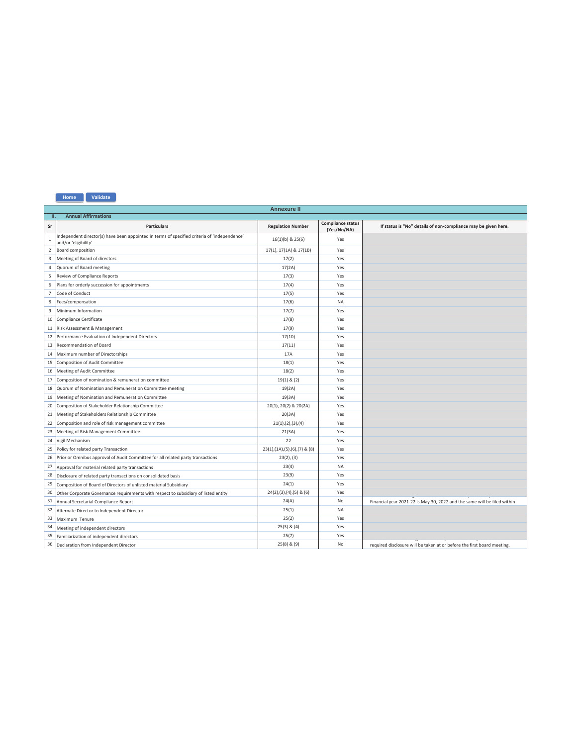Home Validate

## Annexure II

### II. Annual Affirmations

| Sr | Particulars | Regulation Number | Compliance status (Yes/No/NA) | If status is "No" details of non-compliance may be given here. |
|---|---|---|---|---|
| 1 | Independent director(s) have been appointed in terms of specified criteria of 'independence' and/or 'eligibility' | 16(1)(b) & 25(6) | Yes | |
| 2 | Board composition | 17(1), 17(1A) & 17(1B) | Yes | |
| 3 | Meeting of Board of directors | 17(2) | Yes | |
| 4 | Quorum of Board meeting | 17(2A) | Yes | |
| 5 | Review of Compliance Reports | 17(3) | Yes | |
| 6 | Plans for orderly succession for appointments | 17(4) | Yes | |
| 7 | Code of Conduct | 17(5) | Yes | |
| 8 | Fees/compensation | 17(6) | NA | |
| 9 | Minimum Information | 17(7) | Yes | |
| 10 | Compliance Certificate | 17(8) | Yes | |
| 11 | Risk Assessment & Management | 17(9) | Yes | |
| 12 | Performance Evaluation of Independent Directors | 17(10) | Yes | |
| 13 | Recommendation of Board | 17(11) | Yes | |
| 14 | Maximum number of Directorships | 17A | Yes | |
| 15 | Composition of Audit Committee | 18(1) | Yes | |
| 16 | Meeting of Audit Committee | 18(2) | Yes | |
| 17 | Composition of nomination & remuneration committee | 19(1) & (2) | Yes | |
| 18 | Quorum of Nomination and Remuneration Committee meeting | 19(2A) | Yes | |
| 19 | Meeting of Nomination and Remuneration Committee | 19(3A) | Yes | |
| 20 | Composition of Stakeholder Relationship Committee | 20(1), 20(2) & 20(2A) | Yes | |
| 21 | Meeting of Stakeholders Relationship Committee | 20(3A) | Yes | |
| 22 | Composition and role of risk management committee | 21(1),(2),(3),(4) | Yes | |
| 23 | Meeting of Risk Management Committee | 21(3A) | Yes | |
| 24 | Vigil Mechanism | 22 | Yes | |
| 25 | Policy for related party Transaction | 23(1),(1A),(5),(6),(7) & (8) | Yes | |
| 26 | Prior or Omnibus approval of Audit Committee for all related party transactions | 23(2), (3) | Yes | |
| 27 | Approval for material related party transactions | 23(4) | NA | |
| 28 | Disclosure of related party transactions on consolidated basis | 23(9) | Yes | |
| 29 | Composition of Board of Directors of unlisted material Subsidiary | 24(1) | Yes | |
| 30 | Other Corporate Governance requirements with respect to subsidiary of listed entity | 24(2),(3),(4),(5) & (6) | Yes | |
| 31 | Annual Secretarial Compliance Report | 24(A) | No | Financial year 2021-22 is May 30, 2022 and the same will be filed within |
| 32 | Alternate Director to Independent Director | 25(1) | NA | |
| 33 | Maximum Tenure | 25(2) | Yes | |
| 34 | Meeting of independent directors | 25(3) & (4) | Yes | |
| 35 | Familiarization of independent directors | 25(7) | Yes | |
| 36 | Declaration from Independent Director | 25(8) & (9) | No | required disclosure will be taken at or before the first board meeting. |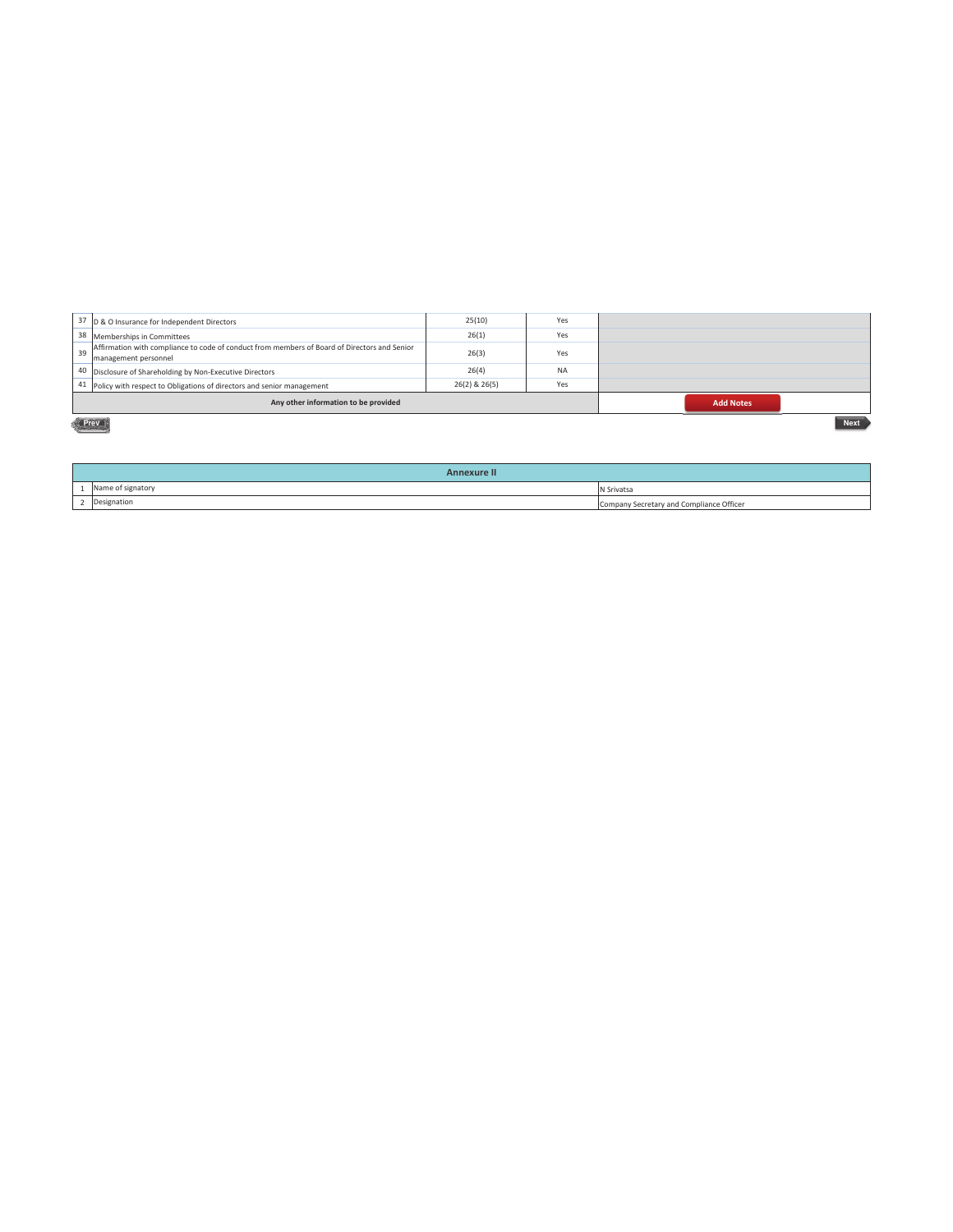| 37 | D & O Insurance for Independent Directors | 25(10) | Yes | |
|---|---|---|---|---|
| 38 | Memberships in Committees | 26(1) | Yes | |
| 39 | Affirmation with compliance to code of conduct from members of Board of Directors and Senior management personnel | 26(3) | Yes | |
| 40 | Disclosure of Shareholding by Non-Executive Directors | 26(4) | NA | |
| 41 | Policy with respect to Obligations of directors and senior management | 26(2) & 26(5) | Yes | |
| | **Any other information to be provided** | | | Add Notes |

## Annexure II

| | | |
|---|---|---|
| 1 | Name of signatory | N Srivatsa |
| 2 | Designation | Company Secretary and Compliance Officer |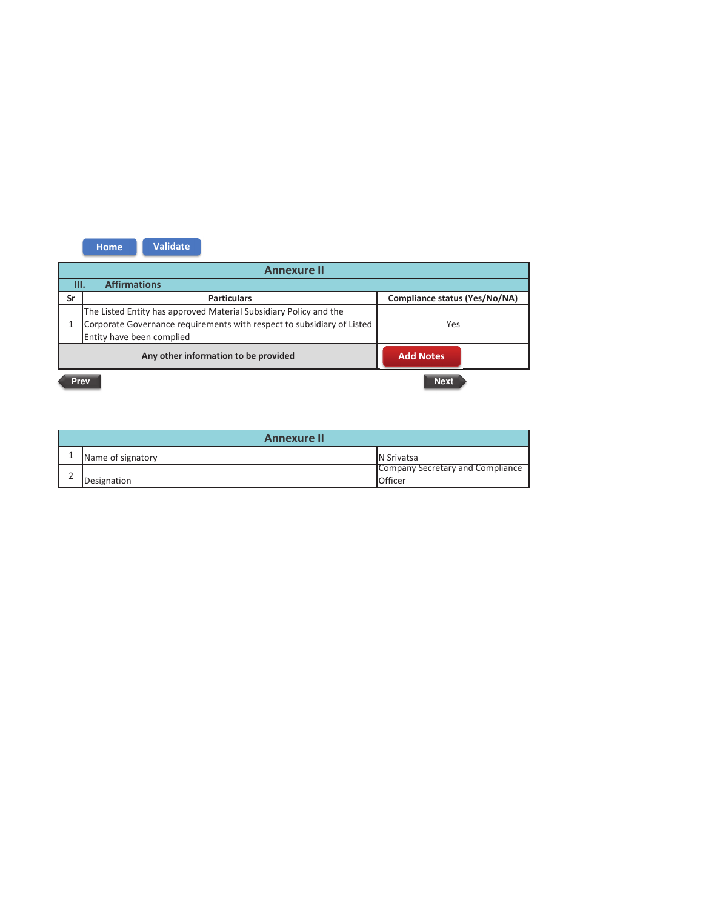Home Validate

## Annexure II

### III. Affirmations

| Sr | Particulars | Compliance status (Yes/No/NA) |
| --- | --- | --- |
| 1 | The Listed Entity has approved Material Subsidiary Policy and the Corporate Governance requirements with respect to subsidiary of Listed Entity have been complied | Yes |
| | Any other information to be provided | Add Notes |

Prev Next

## Annexure II

| | | |
| --- | --- | --- |
| 1 | Name of signatory | N Srivatsa |
| 2 | Designation | Company Secretary and Compliance Officer |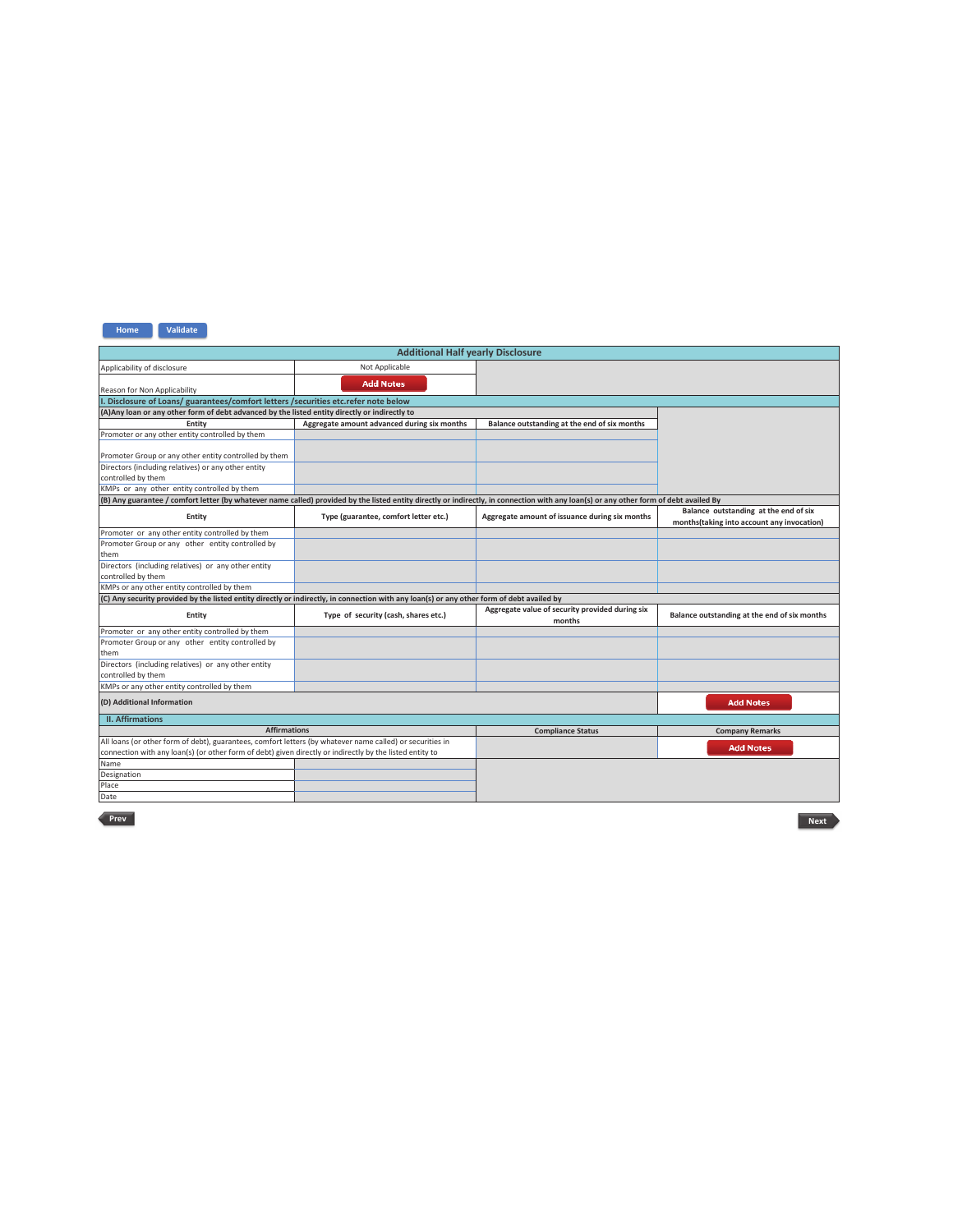Home Validate

## Additional Half yearly Disclosure

| | | |
|---|---|---|
| Applicability of disclosure | Not Applicable | |
| Reason for Non Applicability | Add Notes | |

### I. Disclosure of Loans/ guarantees/comfort letters /securities etc.refer note below

**(A)Any loan or any other form of debt advanced by the listed entity directly or indirectly to**

| Entity | Aggregate amount advanced during six months | Balance outstanding at the end of six months |
|---|---|---|
| Promoter or any other entity controlled by them | | |
| Promoter Group or any other entity controlled by them | | |
| Directors (including relatives) or any other entity controlled by them | | |
| KMPs or any other entity controlled by them | | |

**(B) Any guarantee / comfort letter (by whatever name called) provided by the listed entity directly or indirectly, in connection with any loan(s) or any other form of debt availed By**

| Entity | Type (guarantee, comfort letter etc.) | Aggregate amount of issuance during six months | Balance outstanding at the end of six months(taking into account any invocation) |
|---|---|---|---|
| Promoter or any other entity controlled by them | | | |
| Promoter Group or any other entity controlled by them | | | |
| Directors (including relatives) or any other entity controlled by them | | | |
| KMPs or any other entity controlled by them | | | |

**(C) Any security provided by the listed entity directly or indirectly, in connection with any loan(s) or any other form of debt availed by**

| Entity | Type of security (cash, shares etc.) | Aggregate value of security provided during six months | Balance outstanding at the end of six months |
|---|---|---|---|
| Promoter or any other entity controlled by them | | | |
| Promoter Group or any other entity controlled by them | | | |
| Directors (including relatives) or any other entity controlled by them | | | |
| KMPs or any other entity controlled by them | | | |

| | |
|---|---|
| **(D) Additional Information** | Add Notes |

### II. Affirmations

| Affirmations | Compliance Status | Company Remarks |
|---|---|---|
| All loans (or other form of debt), guarantees, comfort letters (by whatever name called) or securities in connection with any loan(s) (or other form of debt) given directly or indirectly by the listed entity to | | Add Notes |

| | |
|---|---|
| Name | |
| Designation | |
| Place | |
| Date | |

Prev Next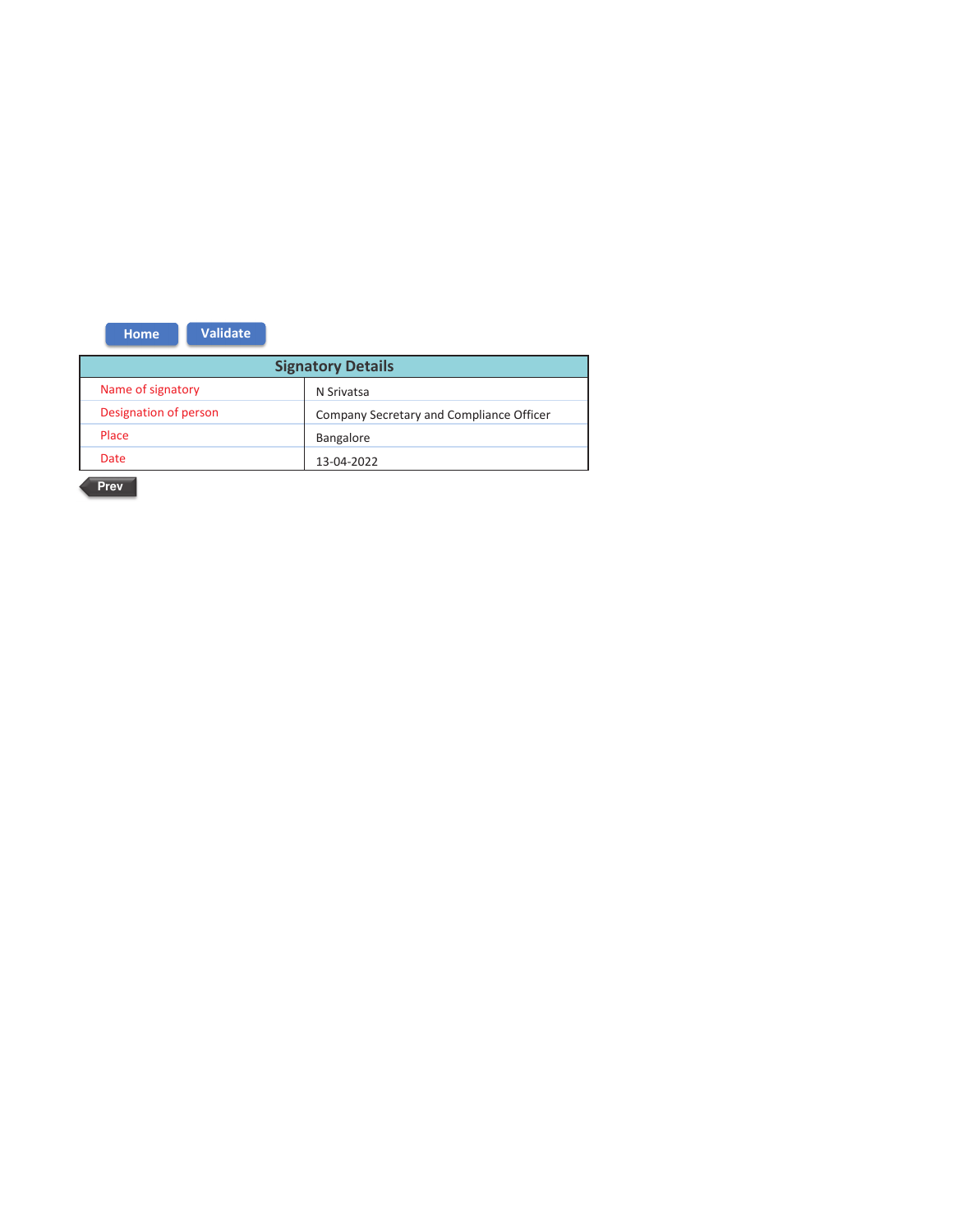Home Validate

| Signatory Details | |
|---|---|
| Name of signatory | N Srivatsa |
| Designation of person | Company Secretary and Compliance Officer |
| Place | Bangalore |
| Date | 13-04-2022 |

Prev